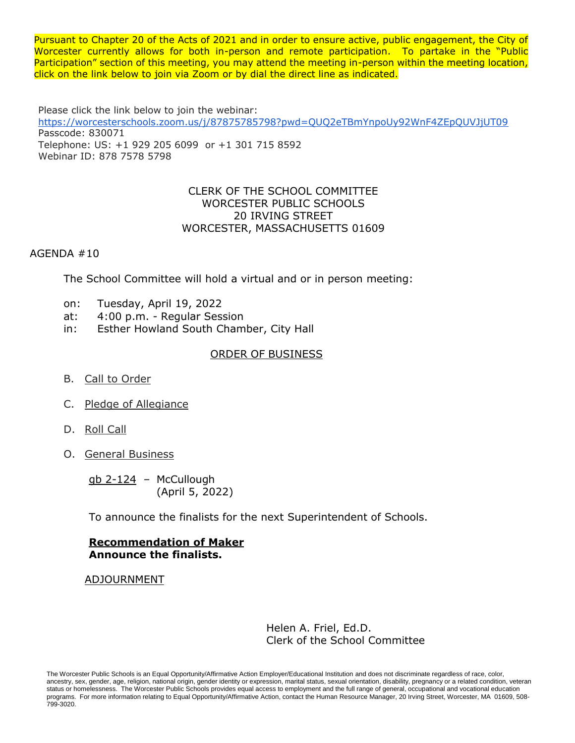Pursuant to Chapter 20 of the Acts of 2021 and in order to ensure active, public engagement, the City of Worcester currently allows for both in-person and remote participation. To partake in the "Public Participation" section of this meeting, you may attend the meeting in-person within the meeting location, click on the link below to join via Zoom or by dial the direct line as indicated.

Please click the link below to join the webinar:
https://worcesterschools.zoom.us/j/87875785798?pwd=QUQ2eTBmYnpoUy92WnF4ZEpQUVJjUT09
Passcode: 830071
Telephone: US: +1 929 205 6099 or +1 301 715 8592
Webinar ID: 878 7578 5798

CLERK OF THE SCHOOL COMMITTEE
WORCESTER PUBLIC SCHOOLS
20 IRVING STREET
WORCESTER, MASSACHUSETTS 01609

AGENDA #10

The School Committee will hold a virtual and or in person meeting:

on: Tuesday, April 19, 2022
at: 4:00 p.m. - Regular Session
in: Esther Howland South Chamber, City Hall

ORDER OF BUSINESS

B. Call to Order

C. Pledge of Allegiance

D. Roll Call

O. General Business

gb 2-124 – McCullough
(April 5, 2022)

To announce the finalists for the next Superintendent of Schools.

**Recommendation of Maker**
**Announce the finalists.**

ADJOURNMENT

Helen A. Friel, Ed.D.
Clerk of the School Committee

The Worcester Public Schools is an Equal Opportunity/Affirmative Action Employer/Educational Institution and does not discriminate regardless of race, color, ancestry, sex, gender, age, religion, national origin, gender identity or expression, marital status, sexual orientation, disability, pregnancy or a related condition, veteran status or homelessness. The Worcester Public Schools provides equal access to employment and the full range of general, occupational and vocational education programs. For more information relating to Equal Opportunity/Affirmative Action, contact the Human Resource Manager, 20 Irving Street, Worcester, MA 01609, 508-799-3020.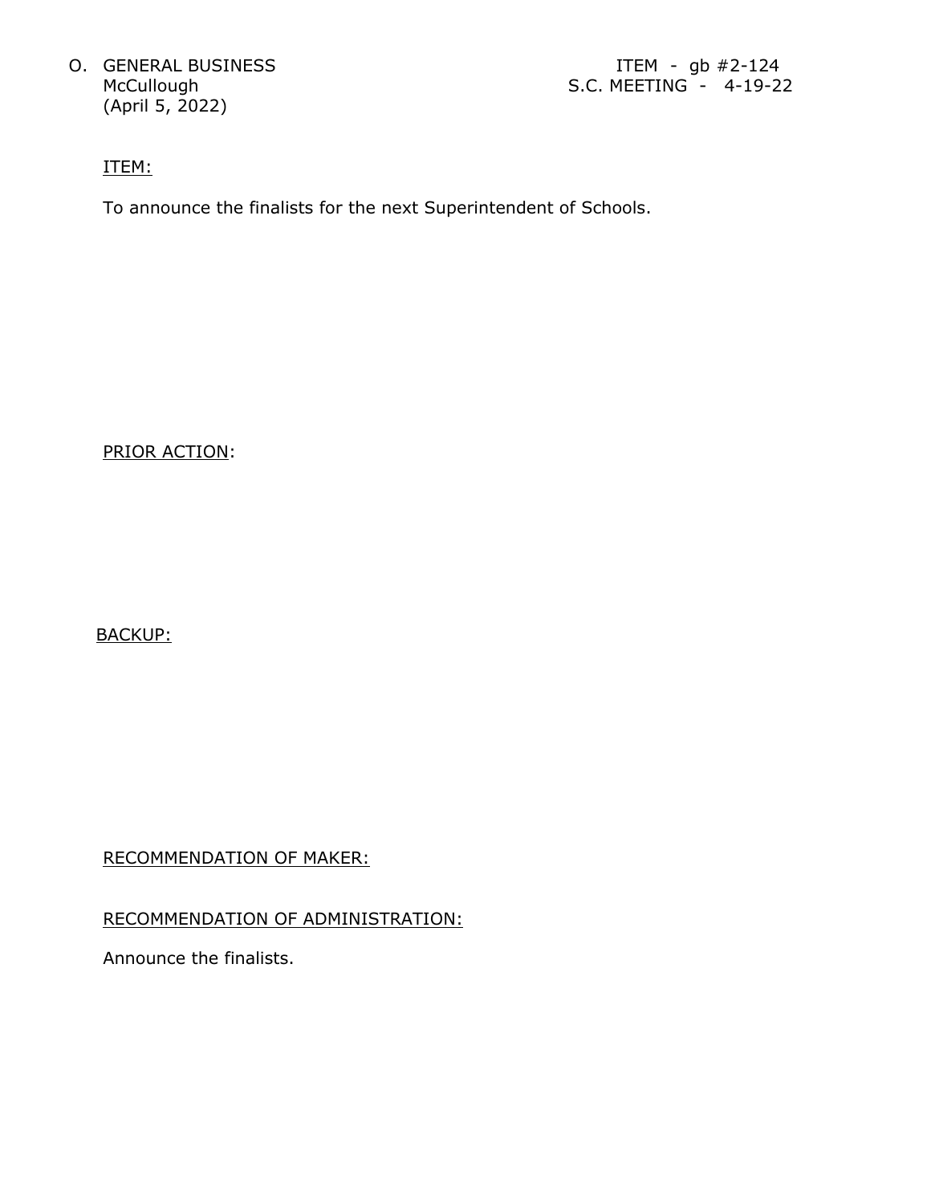O. GENERAL BUSINESS
McCullough
(April 5, 2022)

ITEM - gb #2-124
S.C. MEETING - 4-19-22

ITEM:

To announce the finalists for the next Superintendent of Schools.

PRIOR ACTION:

BACKUP:

RECOMMENDATION OF MAKER:

RECOMMENDATION OF ADMINISTRATION:

Announce the finalists.